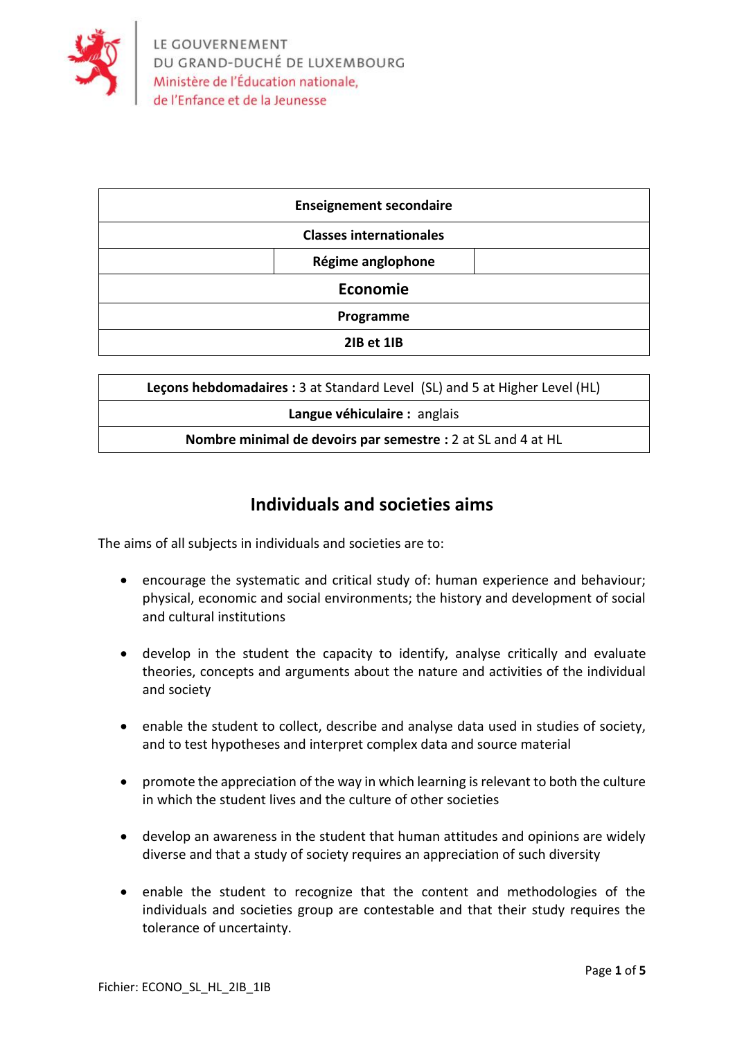LE GOUVERNEMENT
DU GRAND-DUCHÉ DE LUXEMBOURG
Ministère de l'Éducation nationale,
de l'Enfance et de la Jeunesse

| Enseignement secondaire |
| --- |
| Classes internationales |
| Régime anglophone |
| Economie |
| Programme |
| 2IB et 1IB |

| **Leçons hebdomadaires :** 3 at Standard Level (SL) and 5 at Higher Level (HL) |
| --- |
| **Langue véhiculaire :** anglais |
| **Nombre minimal de devoirs par semestre :** 2 at SL and 4 at HL |

## Individuals and societies aims

The aims of all subjects in individuals and societies are to:

- encourage the systematic and critical study of: human experience and behaviour; physical, economic and social environments; the history and development of social and cultural institutions
- develop in the student the capacity to identify, analyse critically and evaluate theories, concepts and arguments about the nature and activities of the individual and society
- enable the student to collect, describe and analyse data used in studies of society, and to test hypotheses and interpret complex data and source material
- promote the appreciation of the way in which learning is relevant to both the culture in which the student lives and the culture of other societies
- develop an awareness in the student that human attitudes and opinions are widely diverse and that a study of society requires an appreciation of such diversity
- enable the student to recognize that the content and methodologies of the individuals and societies group are contestable and that their study requires the tolerance of uncertainty.

Fichier: ECONO_SL_HL_2IB_1IB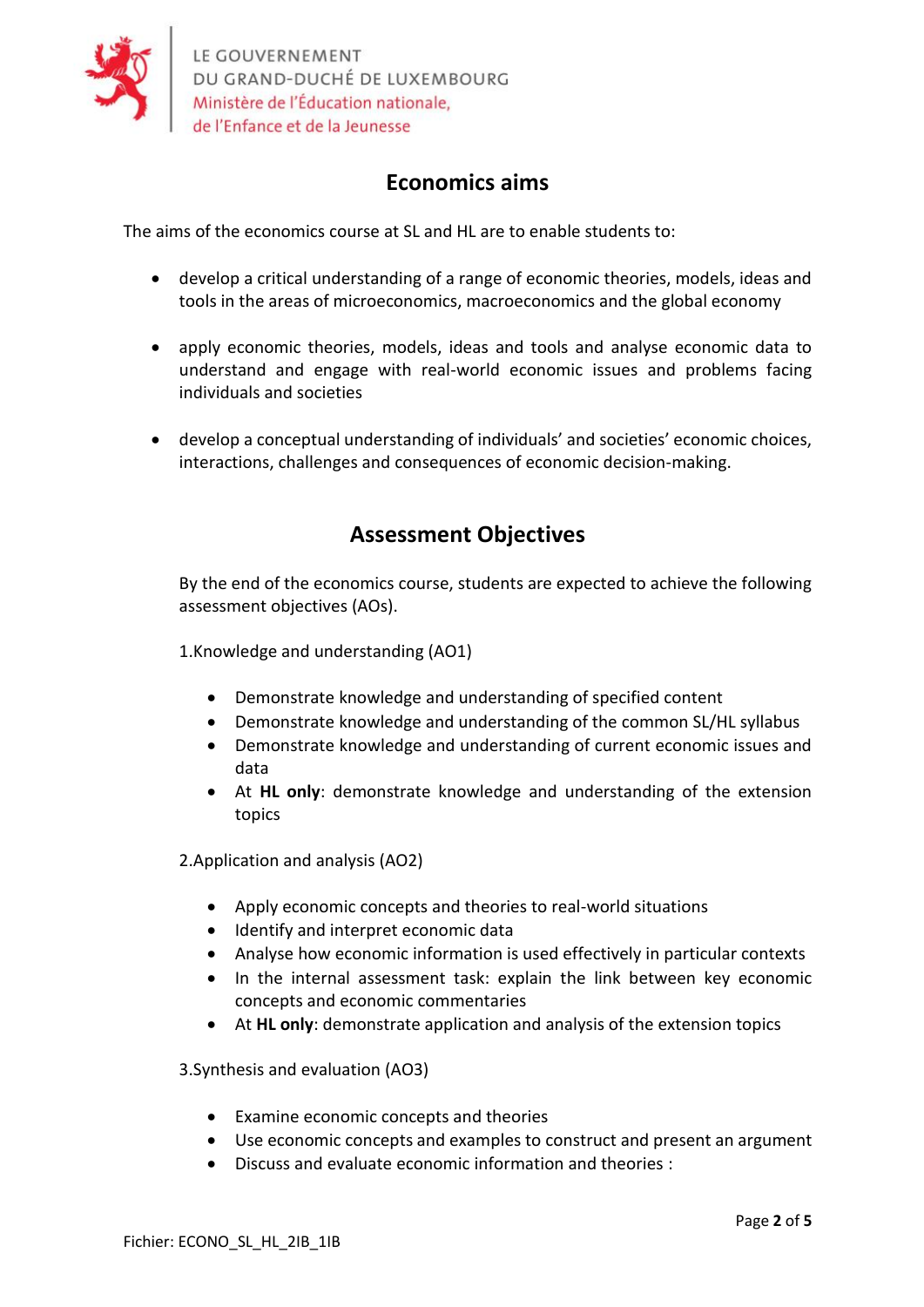## Economics aims

The aims of the economics course at SL and HL are to enable students to:

- develop a critical understanding of a range of economic theories, models, ideas and tools in the areas of microeconomics, macroeconomics and the global economy
- apply economic theories, models, ideas and tools and analyse economic data to understand and engage with real-world economic issues and problems facing individuals and societies
- develop a conceptual understanding of individuals' and societies' economic choices, interactions, challenges and consequences of economic decision-making.

## Assessment Objectives

By the end of the economics course, students are expected to achieve the following assessment objectives (AOs).

1.Knowledge and understanding (AO1)

- Demonstrate knowledge and understanding of specified content
- Demonstrate knowledge and understanding of the common SL/HL syllabus
- Demonstrate knowledge and understanding of current economic issues and data
- At **HL only**: demonstrate knowledge and understanding of the extension topics

2.Application and analysis (AO2)

- Apply economic concepts and theories to real-world situations
- Identify and interpret economic data
- Analyse how economic information is used effectively in particular contexts
- In the internal assessment task: explain the link between key economic concepts and economic commentaries
- At **HL only**: demonstrate application and analysis of the extension topics

3.Synthesis and evaluation (AO3)

- Examine economic concepts and theories
- Use economic concepts and examples to construct and present an argument
- Discuss and evaluate economic information and theories :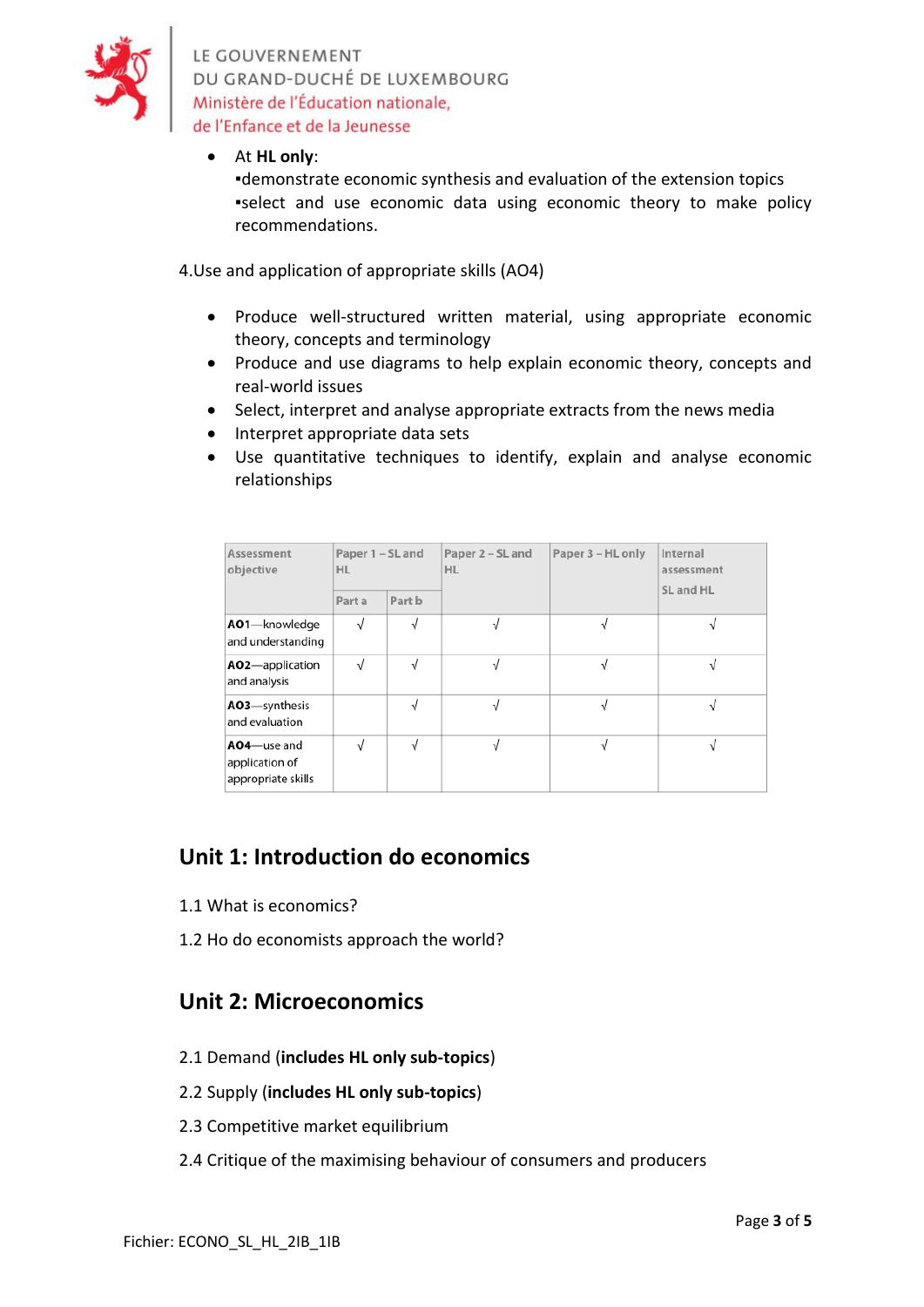- At **HL only**:
  ▪demonstrate economic synthesis and evaluation of the extension topics
  ▪select and use economic data using economic theory to make policy recommendations.

4.Use and application of appropriate skills (AO4)

- Produce well-structured written material, using appropriate economic theory, concepts and terminology
- Produce and use diagrams to help explain economic theory, concepts and real-world issues
- Select, interpret and analyse appropriate extracts from the news media
- Interpret appropriate data sets
- Use quantitative techniques to identify, explain and analyse economic relationships

| Assessment objective | Paper 1 – SL and HL | | Paper 2 – SL and HL | Paper 3 – HL only | Internal assessment SL and HL |
|---|---|---|---|---|---|
| | Part a | Part b | | | |
| **AO1**—knowledge and understanding | √ | √ | √ | √ | √ |
| **AO2**—application and analysis | √ | √ | √ | √ | √ |
| **AO3**—synthesis and evaluation | | √ | √ | √ | √ |
| **AO4**—use and application of appropriate skills | √ | √ | √ | √ | √ |

## Unit 1: Introduction do economics

1.1 What is economics?

1.2 Ho do economists approach the world?

## Unit 2: Microeconomics

2.1 Demand (**includes HL only sub-topics**)

2.2 Supply (**includes HL only sub-topics**)

2.3 Competitive market equilibrium

2.4 Critique of the maximising behaviour of consumers and producers

Fichier: ECONO_SL_HL_2IB_1IB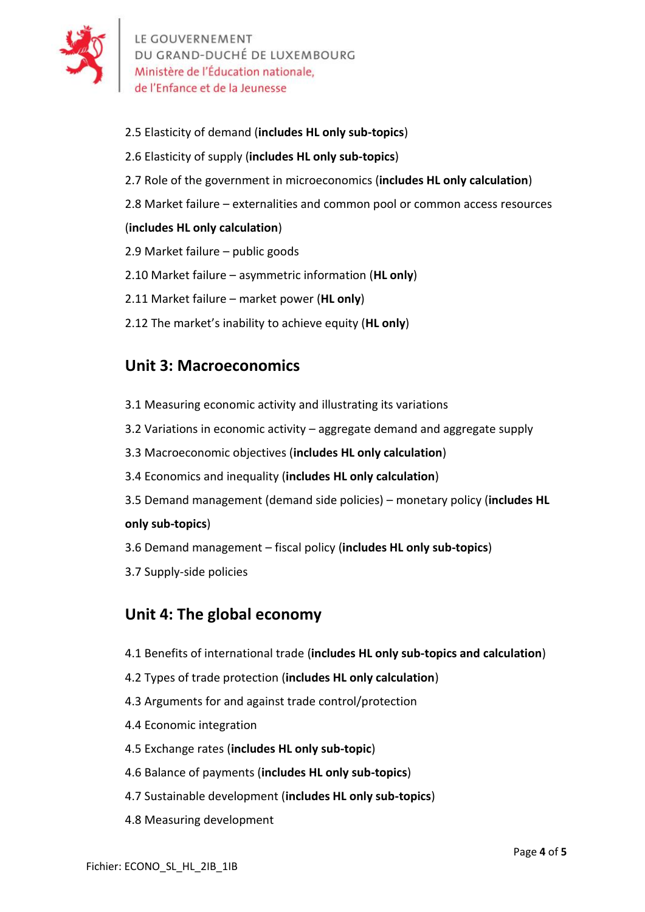2.5 Elasticity of demand (**includes HL only sub-topics**)

2.6 Elasticity of supply (**includes HL only sub-topics**)

2.7 Role of the government in microeconomics (**includes HL only calculation**)

2.8 Market failure – externalities and common pool or common access resources (**includes HL only calculation**)

2.9 Market failure – public goods

2.10 Market failure – asymmetric information (**HL only**)

2.11 Market failure – market power (**HL only**)

2.12 The market's inability to achieve equity (**HL only**)

## Unit 3: Macroeconomics

3.1 Measuring economic activity and illustrating its variations

3.2 Variations in economic activity – aggregate demand and aggregate supply

3.3 Macroeconomic objectives (**includes HL only calculation**)

3.4 Economics and inequality (**includes HL only calculation**)

3.5 Demand management (demand side policies) – monetary policy (**includes HL only sub-topics**)

3.6 Demand management – fiscal policy (**includes HL only sub-topics**)

3.7 Supply-side policies

## Unit 4: The global economy

4.1 Benefits of international trade (**includes HL only sub-topics and calculation**)

4.2 Types of trade protection (**includes HL only calculation**)

4.3 Arguments for and against trade control/protection

4.4 Economic integration

4.5 Exchange rates (**includes HL only sub-topic**)

4.6 Balance of payments (**includes HL only sub-topics**)

4.7 Sustainable development (**includes HL only sub-topics**)

4.8 Measuring development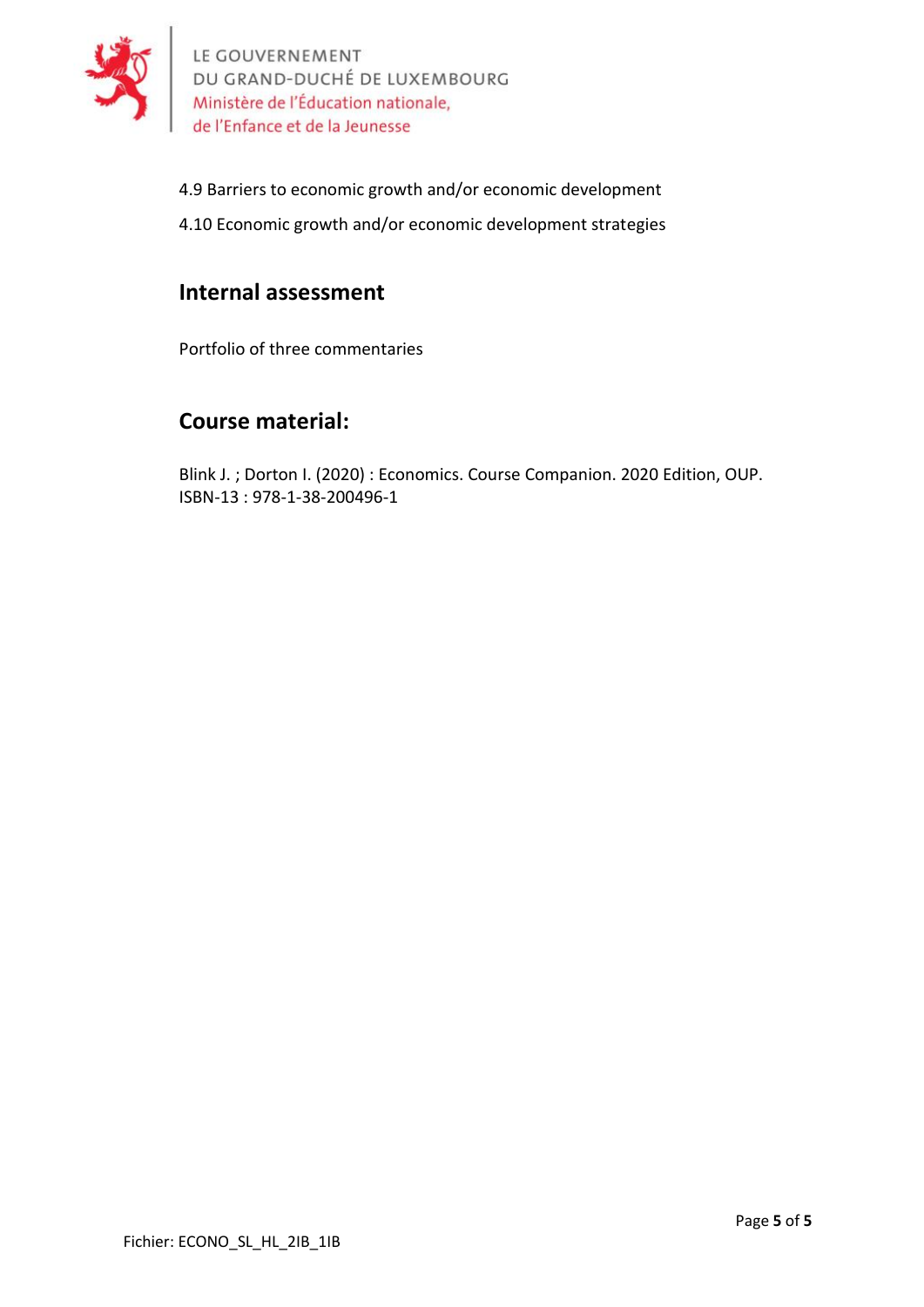4.9 Barriers to economic growth and/or economic development

4.10 Economic growth and/or economic development strategies

## Internal assessment

Portfolio of three commentaries

## Course material:

Blink J. ; Dorton I. (2020) : Economics. Course Companion. 2020 Edition, OUP.
ISBN-13 : 978-1-38-200496-1